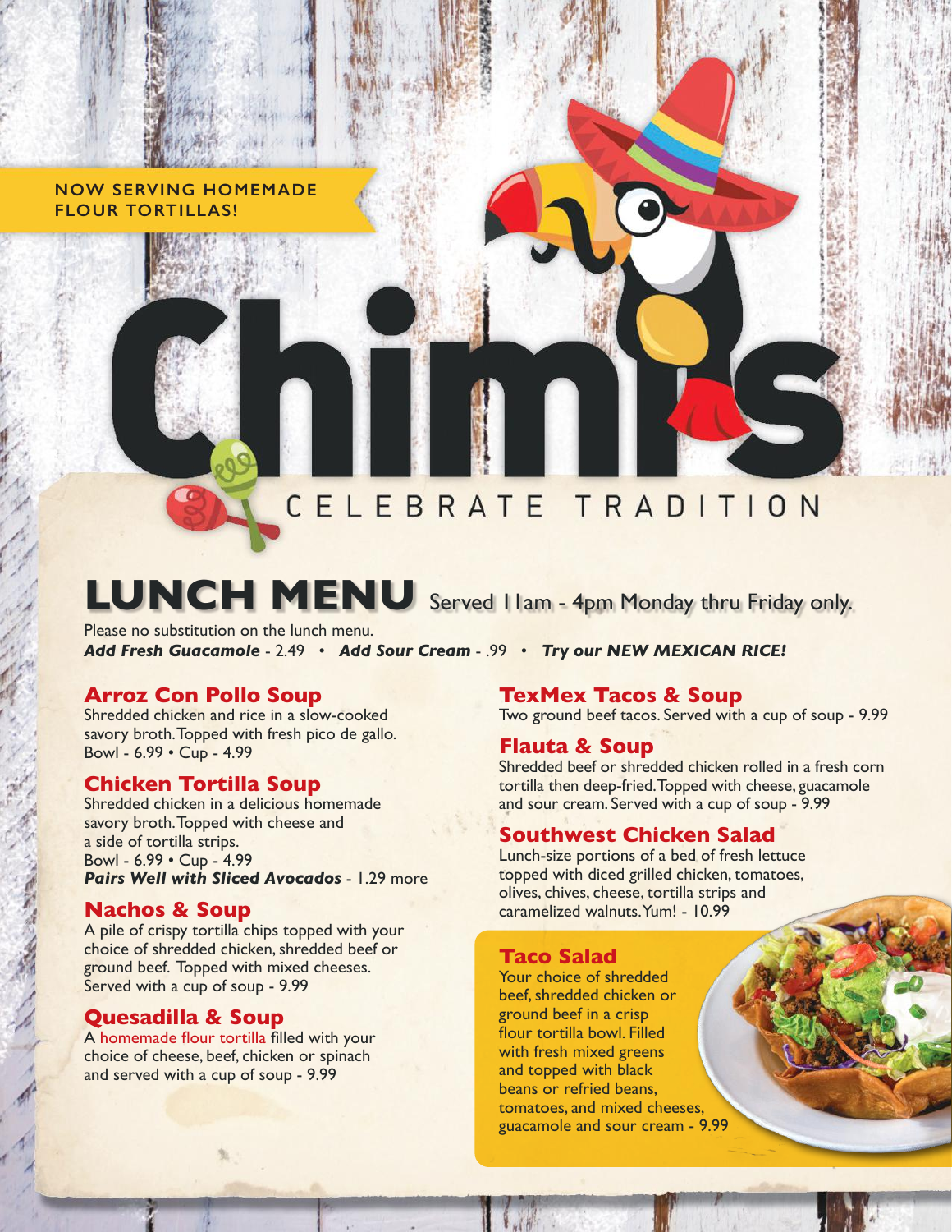NOW SERVING HOMEMADE FLOUR TORTILLAS!

# Chimis

CELEBRATE TRADITION

# LUNCH MENU

Served 11am - 4pm Monday thru Friday only.

Please no substitution on the lunch menu.

***Add Fresh Guacamole*** - 2.49 • ***Add Sour Cream*** - .99 • ***Try our NEW MEXICAN RICE!***

## Arroz Con Pollo Soup

Shredded chicken and rice in a slow-cooked savory broth. Topped with fresh pico de gallo.
Bowl - 6.99 • Cup - 4.99

## Chicken Tortilla Soup

Shredded chicken in a delicious homemade savory broth. Topped with cheese and a side of tortilla strips.
Bowl - 6.99 • Cup - 4.99
***Pairs Well with Sliced Avocados*** - 1.29 more

## Nachos & Soup

A pile of crispy tortilla chips topped with your choice of shredded chicken, shredded beef or ground beef. Topped with mixed cheeses. Served with a cup of soup - 9.99

## Quesadilla & Soup

A homemade flour tortilla filled with your choice of cheese, beef, chicken or spinach and served with a cup of soup - 9.99

## TexMex Tacos & Soup

Two ground beef tacos. Served with a cup of soup - 9.99

## Flauta & Soup

Shredded beef or shredded chicken rolled in a fresh corn tortilla then deep-fried. Topped with cheese, guacamole and sour cream. Served with a cup of soup - 9.99

## Southwest Chicken Salad

Lunch-size portions of a bed of fresh lettuce topped with diced grilled chicken, tomatoes, olives, chives, cheese, tortilla strips and caramelized walnuts. Yum! - 10.99

## Taco Salad

Your choice of shredded beef, shredded chicken or ground beef in a crisp flour tortilla bowl. Filled with fresh mixed greens and topped with black beans or refried beans, tomatoes, and mixed cheeses, guacamole and sour cream - 9.99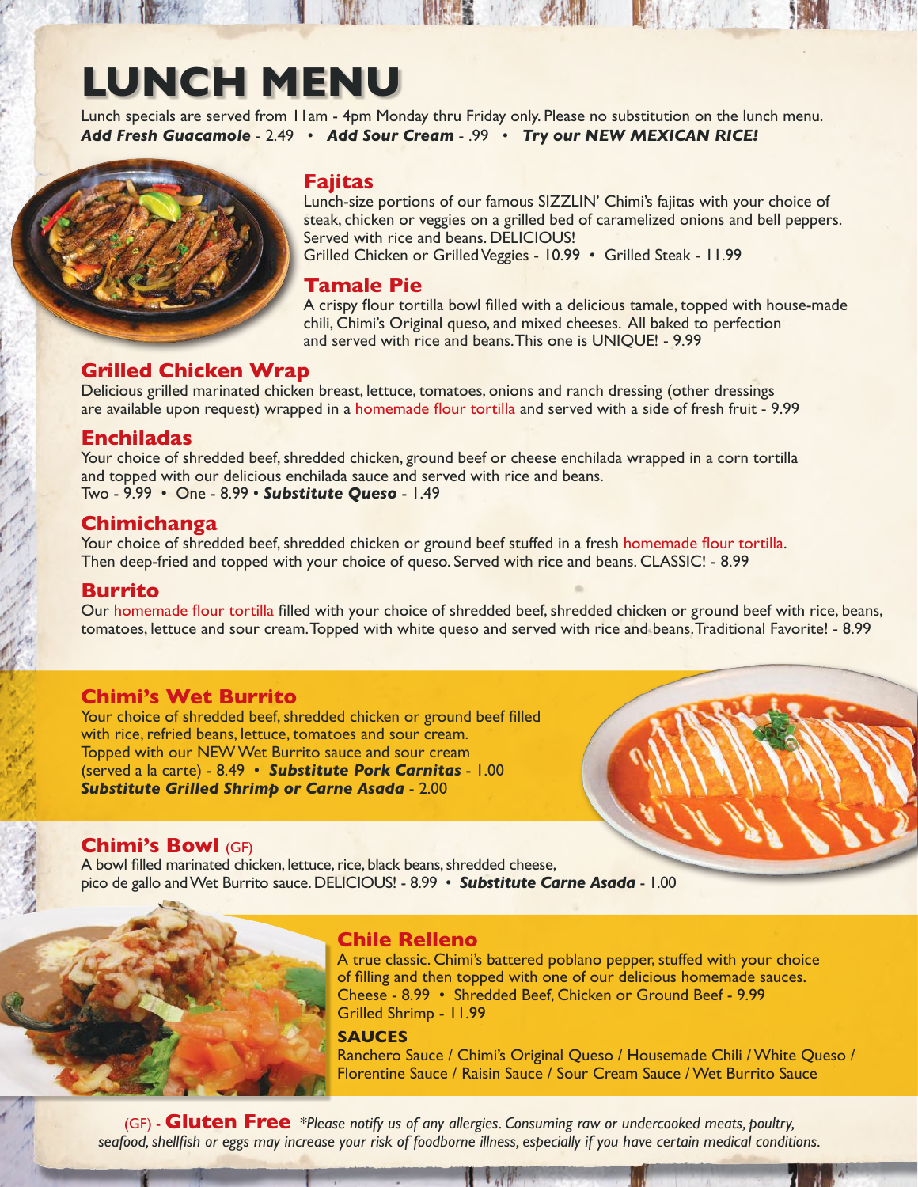# LUNCH MENU

Lunch specials are served from 11am - 4pm Monday thru Friday only. Please no substitution on the lunch menu.
***Add Fresh Guacamole*** - 2.49 • ***Add Sour Cream*** - .99 • ***Try our NEW MEXICAN RICE!***

## Fajitas

Lunch-size portions of our famous SIZZLIN' Chimi's fajitas with your choice of steak, chicken or veggies on a grilled bed of caramelized onions and bell peppers. Served with rice and beans. DELICIOUS!
Grilled Chicken or Grilled Veggies - 10.99 • Grilled Steak - 11.99

## Tamale Pie

A crispy flour tortilla bowl filled with a delicious tamale, topped with house-made chili, Chimi's Original queso, and mixed cheeses. All baked to perfection and served with rice and beans. This one is UNIQUE! - 9.99

## Grilled Chicken Wrap

Delicious grilled marinated chicken breast, lettuce, tomatoes, onions and ranch dressing (other dressings are available upon request) wrapped in a homemade flour tortilla and served with a side of fresh fruit - 9.99

## Enchiladas

Your choice of shredded beef, shredded chicken, ground beef or cheese enchilada wrapped in a corn tortilla and topped with our delicious enchilada sauce and served with rice and beans.
Two - 9.99 • One - 8.99 • ***Substitute Queso*** - 1.49

## Chimichanga

Your choice of shredded beef, shredded chicken or ground beef stuffed in a fresh homemade flour tortilla. Then deep-fried and topped with your choice of queso. Served with rice and beans. CLASSIC! - 8.99

## Burrito

Our homemade flour tortilla filled with your choice of shredded beef, shredded chicken or ground beef with rice, beans, tomatoes, lettuce and sour cream. Topped with white queso and served with rice and beans. Traditional Favorite! - 8.99

## Chimi's Wet Burrito

Your choice of shredded beef, shredded chicken or ground beef filled with rice, refried beans, lettuce, tomatoes and sour cream. Topped with our NEW Wet Burrito sauce and sour cream (served a la carte) - 8.49 • ***Substitute Pork Carnitas*** - 1.00
***Substitute Grilled Shrimp or Carne Asada*** - 2.00

## Chimi's Bowl (GF)

A bowl filled marinated chicken, lettuce, rice, black beans, shredded cheese, pico de gallo and Wet Burrito sauce. DELICIOUS! - 8.99 • ***Substitute Carne Asada*** - 1.00

## Chile Relleno

A true classic. Chimi's battered poblano pepper, stuffed with your choice of filling and then topped with one of our delicious homemade sauces.
Cheese - 8.99 • Shredded Beef, Chicken or Ground Beef - 9.99
Grilled Shrimp - 11.99

### SAUCES

Ranchero Sauce / Chimi's Original Queso / Housemade Chili / White Queso / Florentine Sauce / Raisin Sauce / Sour Cream Sauce / Wet Burrito Sauce

(GF) - **Gluten Free** *\*Please notify us of any allergies. Consuming raw or undercooked meats, poultry, seafood, shellfish or eggs may increase your risk of foodborne illness, especially if you have certain medical conditions.*